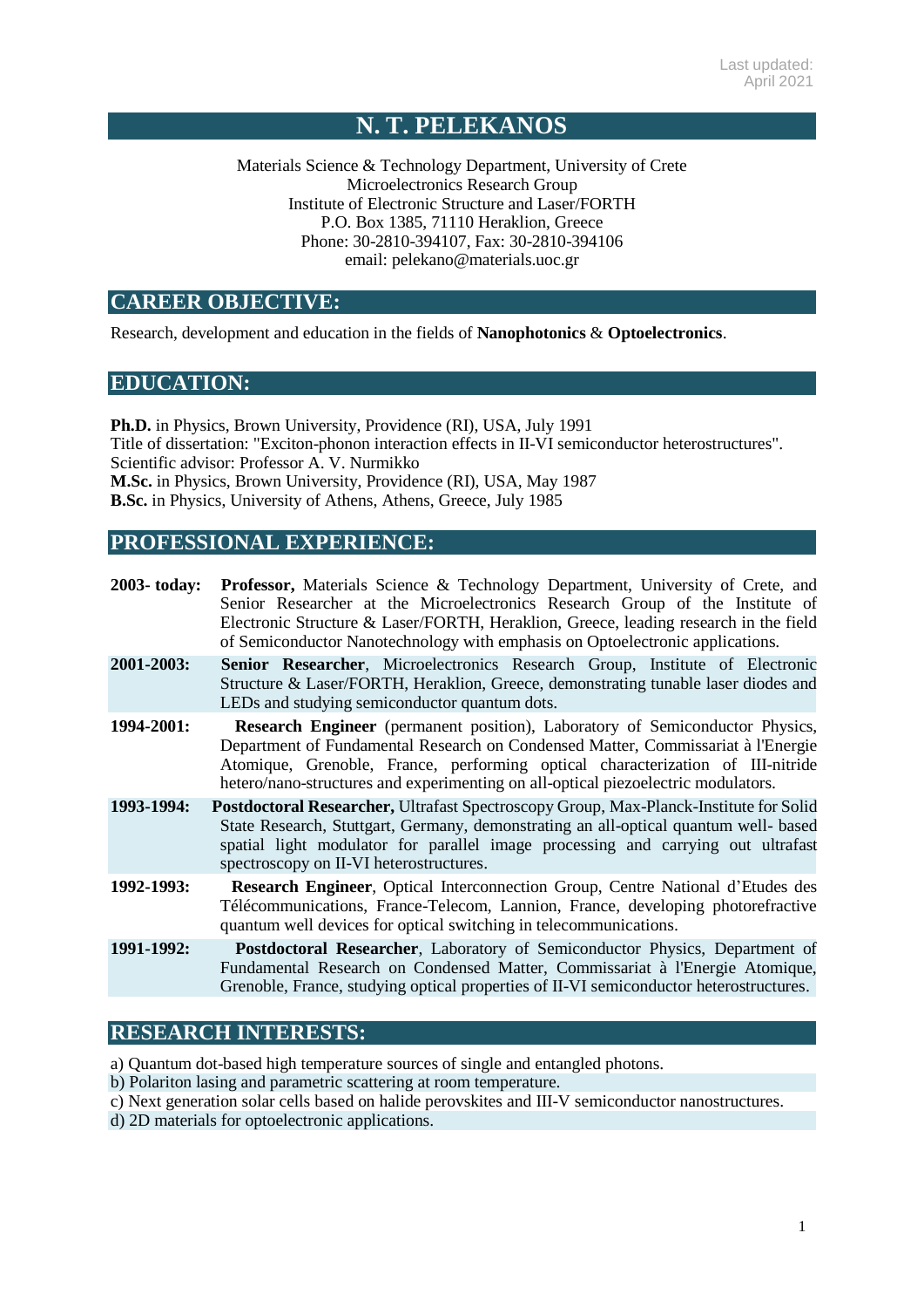Last updated: April 2021

# N. T. PELEKANOS

Materials Science & Technology Department, University of Crete
Microelectronics Research Group
Institute of Electronic Structure and Laser/FORTH
P.O. Box 1385, 71110 Heraklion, Greece
Phone: 30-2810-394107, Fax: 30-2810-394106
email: pelekano@materials.uoc.gr

## CAREER OBJECTIVE:

Research, development and education in the fields of **Nanophotonics** & **Optoelectronics**.

## EDUCATION:

**Ph.D.** in Physics, Brown University, Providence (RI), USA, July 1991
Title of dissertation: "Exciton-phonon interaction effects in II-VI semiconductor heterostructures".
Scientific advisor: Professor A. V. Nurmikko
**M.Sc.** in Physics, Brown University, Providence (RI), USA, May 1987
**B.Sc.** in Physics, University of Athens, Athens, Greece, July 1985

## PROFESSIONAL EXPERIENCE:

**2003- today:** **Professor,** Materials Science & Technology Department, University of Crete, and Senior Researcher at the Microelectronics Research Group of the Institute of Electronic Structure & Laser/FORTH, Heraklion, Greece, leading research in the field of Semiconductor Nanotechnology with emphasis on Optoelectronic applications.

**2001-2003:** **Senior Researcher**, Microelectronics Research Group, Institute of Electronic Structure & Laser/FORTH, Heraklion, Greece, demonstrating tunable laser diodes and LEDs and studying semiconductor quantum dots.

**1994-2001:** **Research Engineer** (permanent position), Laboratory of Semiconductor Physics, Department of Fundamental Research on Condensed Matter, Commissariat à l'Energie Atomique, Grenoble, France, performing optical characterization of III-nitride hetero/nano-structures and experimenting on all-optical piezoelectric modulators.

**1993-1994:** **Postdoctoral Researcher,** Ultrafast Spectroscopy Group, Max-Planck-Institute for Solid State Research, Stuttgart, Germany, demonstrating an all-optical quantum well- based spatial light modulator for parallel image processing and carrying out ultrafast spectroscopy on II-VI heterostructures.

**1992-1993:** **Research Engineer**, Optical Interconnection Group, Centre National d'Etudes des Télécommunications, France-Telecom, Lannion, France, developing photorefractive quantum well devices for optical switching in telecommunications.

**1991-1992:** **Postdoctoral Researcher**, Laboratory of Semiconductor Physics, Department of Fundamental Research on Condensed Matter, Commissariat à l'Energie Atomique, Grenoble, France, studying optical properties of II-VI semiconductor heterostructures.

## RESEARCH INTERESTS:

a) Quantum dot-based high temperature sources of single and entangled photons.
b) Polariton lasing and parametric scattering at room temperature.
c) Next generation solar cells based on halide perovskites and III-V semiconductor nanostructures.
d) 2D materials for optoelectronic applications.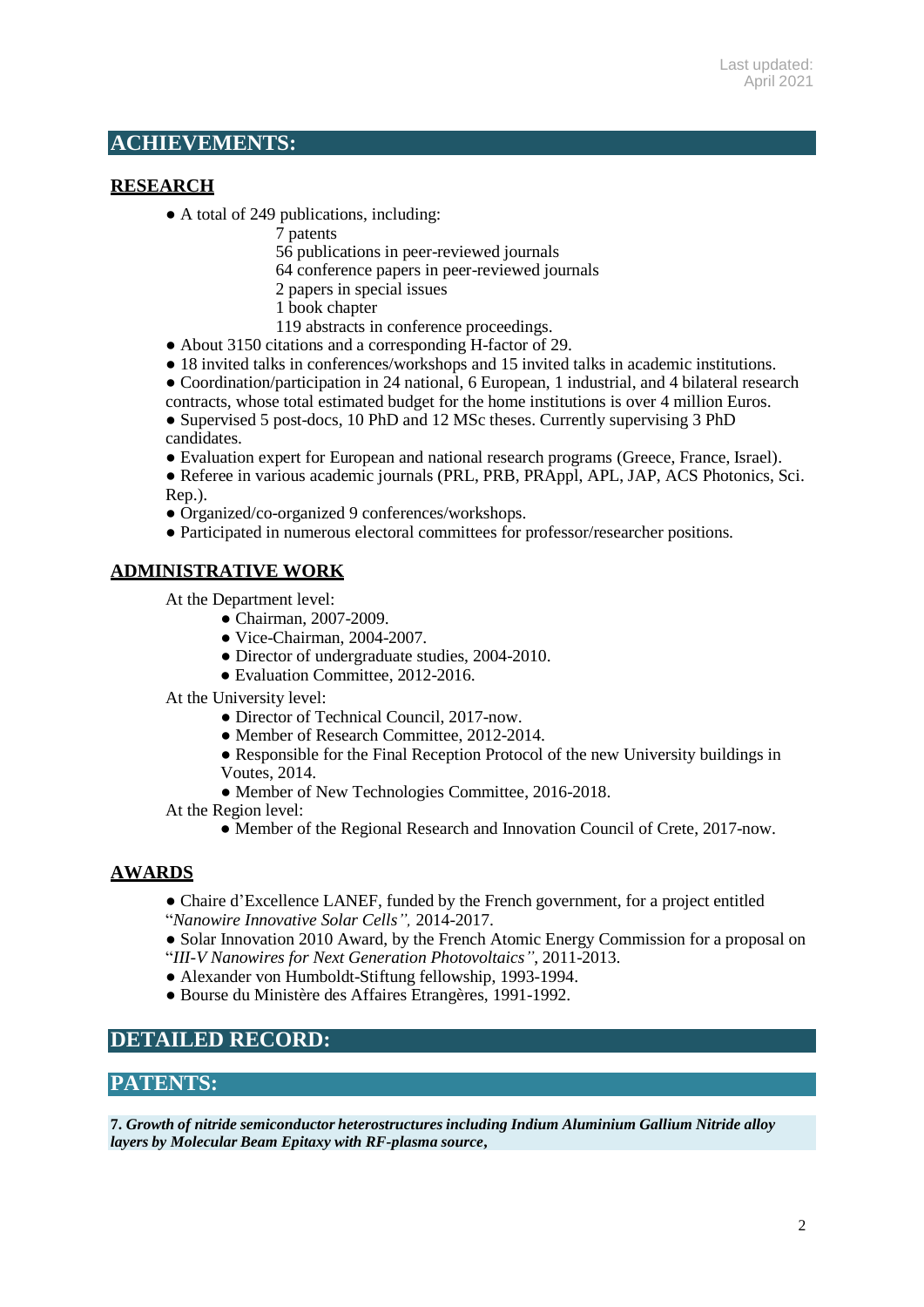Last updated:
April 2021

# ACHIEVEMENTS:

## RESEARCH

- A total of 249 publications, including:
  - 7 patents
  - 56 publications in peer-reviewed journals
  - 64 conference papers in peer-reviewed journals
  - 2 papers in special issues
  - 1 book chapter
  - 119 abstracts in conference proceedings.
- About 3150 citations and a corresponding H-factor of 29.
- 18 invited talks in conferences/workshops and 15 invited talks in academic institutions.
- Coordination/participation in 24 national, 6 European, 1 industrial, and 4 bilateral research contracts, whose total estimated budget for the home institutions is over 4 million Euros.
- Supervised 5 post-docs, 10 PhD and 12 MSc theses. Currently supervising 3 PhD candidates.
- Evaluation expert for European and national research programs (Greece, France, Israel).
- Referee in various academic journals (PRL, PRB, PRAppl, APL, JAP, ACS Photonics, Sci. Rep.).
- Organized/co-organized 9 conferences/workshops.
- Participated in numerous electoral committees for professor/researcher positions.

## ADMINISTRATIVE WORK

At the Department level:

- Chairman, 2007-2009.
- Vice-Chairman, 2004-2007.
- Director of undergraduate studies, 2004-2010.
- Evaluation Committee, 2012-2016.

At the University level:

- Director of Technical Council, 2017-now.
- Member of Research Committee, 2012-2014.
- Responsible for the Final Reception Protocol of the new University buildings in Voutes, 2014.
- Member of New Technologies Committee, 2016-2018.

At the Region level:

- Member of the Regional Research and Innovation Council of Crete, 2017-now.

## AWARDS

- Chaire d'Excellence LANEF, funded by the French government, for a project entitled "*Nanowire Innovative Solar Cells*", 2014-2017.
- Solar Innovation 2010 Award, by the French Atomic Energy Commission for a proposal on "*III-V Nanowires for Next Generation Photovoltaics*", 2011-2013.
- Alexander von Humboldt-Stiftung fellowship, 1993-1994.
- Bourse du Ministère des Affaires Etrangères, 1991-1992.

# DETAILED RECORD:

# PATENTS:

**7.** ***Growth of nitride semiconductor heterostructures including Indium Aluminium Gallium Nitride alloy layers by Molecular Beam Epitaxy with RF-plasma source*****,**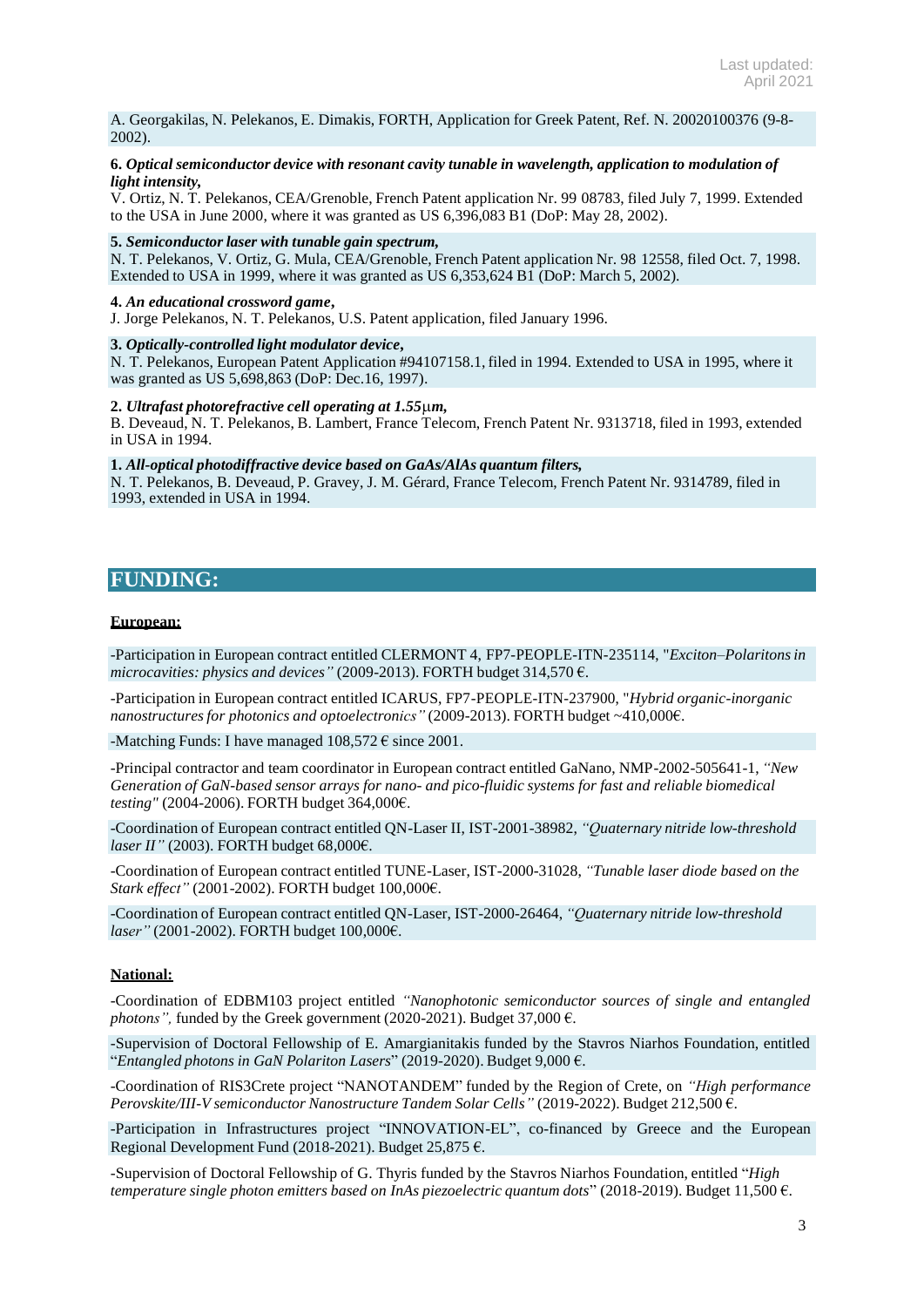A. Georgakilas, N. Pelekanos, E. Dimakis, FORTH, Application for Greek Patent, Ref. N. 20020100376 (9-8-2002).

**6.** ***Optical semiconductor device with resonant cavity tunable in wavelength, application to modulation of light intensity,***
V. Ortiz, N. T. Pelekanos, CEA/Grenoble, French Patent application Nr. 99 08783, filed July 7, 1999. Extended to the USA in June 2000, where it was granted as US 6,396,083 B1 (DoP: May 28, 2002).

**5.** ***Semiconductor laser with tunable gain spectrum,***
N. T. Pelekanos, V. Ortiz, G. Mula, CEA/Grenoble, French Patent application Nr. 98 12558, filed Oct. 7, 1998. Extended to USA in 1999, where it was granted as US 6,353,624 B1 (DoP: March 5, 2002).

**4.** ***An educational crossword game,***
J. Jorge Pelekanos, N. T. Pelekanos, U.S. Patent application, filed January 1996.

**3.** ***Optically-controlled light modulator device,***
N. T. Pelekanos, European Patent Application #94107158.1, filed in 1994. Extended to USA in 1995, where it was granted as US 5,698,863 (DoP: Dec.16, 1997).

**2.** ***Ultrafast photorefractive cell operating at 1.55μm,***
B. Deveaud, N. T. Pelekanos, B. Lambert, France Telecom, French Patent Nr. 9313718, filed in 1993, extended in USA in 1994.

**1.** ***All-optical photodiffractive device based on GaAs/AlAs quantum filters,***
N. T. Pelekanos, B. Deveaud, P. Gravey, J. M. Gérard, France Telecom, French Patent Nr. 9314789, filed in 1993, extended in USA in 1994.

## FUNDING:

**European:**

-Participation in European contract entitled CLERMONT 4, FP7-PEOPLE-ITN-235114, "*Exciton–Polaritons in microcavities: physics and devices"* (2009-2013). FORTH budget 314,570 €.

-Participation in European contract entitled ICARUS, FP7-PEOPLE-ITN-237900, "*Hybrid organic-inorganic nanostructures for photonics and optoelectronics"* (2009-2013). FORTH budget ~410,000€.

-Matching Funds: I have managed 108,572 € since 2001.

-Principal contractor and team coordinator in European contract entitled GaNano, NMP-2002-505641-1, *"New Generation of GaN-based sensor arrays for nano- and pico-fluidic systems for fast and reliable biomedical testing"* (2004-2006). FORTH budget 364,000€.

-Coordination of European contract entitled QN-Laser II, IST-2001-38982, *"Quaternary nitride low-threshold laser II"* (2003). FORTH budget 68,000€.

-Coordination of European contract entitled TUNE-Laser, IST-2000-31028, *"Tunable laser diode based on the Stark effect"* (2001-2002). FORTH budget 100,000€.

-Coordination of European contract entitled QN-Laser, IST-2000-26464, *"Quaternary nitride low-threshold laser"* (2001-2002). FORTH budget 100,000€.

**National:**

-Coordination of EDBM103 project entitled *"Nanophotonic semiconductor sources of single and entangled photons",* funded by the Greek government (2020-2021). Budget 37,000 €.

-Supervision of Doctoral Fellowship of E. Amargianitakis funded by the Stavros Niarhos Foundation, entitled "*Entangled photons in GaN Polariton Lasers*" (2019-2020). Budget 9,000 €.

-Coordination of RIS3Crete project "NANOTANDEM" funded by the Region of Crete, on *"High performance Perovskite/III-V semiconductor Nanostructure Tandem Solar Cells"* (2019-2022). Budget 212,500 €.

-Participation in Infrastructures project "INNOVATION-EL", co-financed by Greece and the European Regional Development Fund (2018-2021). Budget 25,875 €.

-Supervision of Doctoral Fellowship of G. Thyris funded by the Stavros Niarhos Foundation, entitled "*High temperature single photon emitters based on InAs piezoelectric quantum dots*" (2018-2019). Budget 11,500 €.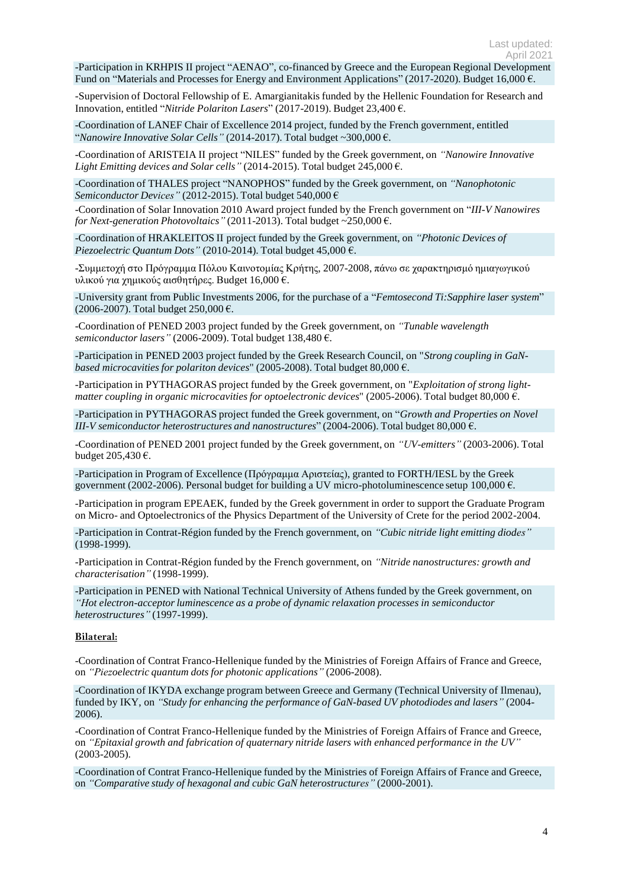-Participation in KRHPIS II project "AENAO", co-financed by Greece and the European Regional Development Fund on "Materials and Processes for Energy and Environment Applications" (2017-2020). Budget 16,000 €.

-Supervision of Doctoral Fellowship of E. Amargianitakis funded by the Hellenic Foundation for Research and Innovation, entitled "*Nitride Polariton Lasers*" (2017-2019). Budget 23,400 €.

-Coordination of LANEF Chair of Excellence 2014 project, funded by the French government, entitled "*Nanowire Innovative Solar Cells"* (2014-2017). Total budget ~300,000 €.

-Coordination of ARISTEIA II project "NILES" funded by the Greek government, on *"Nanowire Innovative Light Emitting devices and Solar cells"* (2014-2015). Total budget 245,000 €.

-Coordination of THALES project "NANOPHOS" funded by the Greek government, on *"Nanophotonic Semiconductor Devices"* (2012-2015). Total budget 540,000 €

-Coordination of Solar Innovation 2010 Award project funded by the French government on "*III-V Nanowires for Next-generation Photovoltaics"* (2011-2013). Total budget ~250,000 €.

-Coordination of HRAKLEITOS II project funded by the Greek government, on *"Photonic Devices of Piezoelectric Quantum Dots"* (2010-2014). Total budget 45,000 €.

-Συμμετοχή στο Πρόγραμμα Πόλου Καινοτομίας Κρήτης, 2007-2008, πάνω σε χαρακτηρισμό ημιαγωγικού υλικού για χημικούς αισθητήρες. Budget 16,000 €.

-University grant from Public Investments 2006, for the purchase of a "*Femtosecond Ti:Sapphire laser system*" (2006-2007). Total budget 250,000 €.

-Coordination of PENED 2003 project funded by the Greek government, on *"Tunable wavelength semiconductor lasers"* (2006-2009). Total budget 138,480 €.

-Participation in PENED 2003 project funded by the Greek Research Council, on "*Strong coupling in GaN-based microcavities for polariton devices*" (2005-2008). Total budget 80,000 €.

-Participation in PYTHAGORAS project funded by the Greek government, on "*Exploitation of strong light-matter coupling in organic microcavities for optoelectronic devices*" (2005-2006). Total budget 80,000 €.

-Participation in PYTHAGORAS project funded the Greek government, on "*Growth and Properties on Novel III-V semiconductor heterostructures and nanostructures*" (2004-2006). Total budget 80,000 €.

-Coordination of PENED 2001 project funded by the Greek government, on *"UV-emitters"* (2003-2006). Total budget 205,430 €.

-Participation in Program of Excellence (Πρόγραμμα Αριστείας), granted to FORTH/IESL by the Greek government (2002-2006). Personal budget for building a UV micro-photoluminescence setup 100,000 €.

-Participation in program EPEAEK, funded by the Greek government in order to support the Graduate Program on Micro- and Optoelectronics of the Physics Department of the University of Crete for the period 2002-2004.

-Participation in Contrat-Région funded by the French government, on *"Cubic nitride light emitting diodes"* (1998-1999).

-Participation in Contrat-Région funded by the French government, on *"Nitride nanostructures: growth and characterisation"* (1998-1999).

-Participation in PENED with National Technical University of Athens funded by the Greek government, on *"Hot electron-acceptor luminescence as a probe of dynamic relaxation processes in semiconductor heterostructures"* (1997-1999).

**Bilateral:**

-Coordination of Contrat Franco-Hellenique funded by the Ministries of Foreign Affairs of France and Greece, on *"Piezoelectric quantum dots for photonic applications"* (2006-2008).

-Coordination of IKYDA exchange program between Greece and Germany (Technical University of Ilmenau), funded by IKY, on *"Study for enhancing the performance of GaN-based UV photodiodes and lasers"* (2004-2006).

-Coordination of Contrat Franco-Hellenique funded by the Ministries of Foreign Affairs of France and Greece, on *"Epitaxial growth and fabrication of quaternary nitride lasers with enhanced performance in the UV"* (2003-2005).

-Coordination of Contrat Franco-Hellenique funded by the Ministries of Foreign Affairs of France and Greece, on *"Comparative study of hexagonal and cubic GaN heterostructures"* (2000-2001).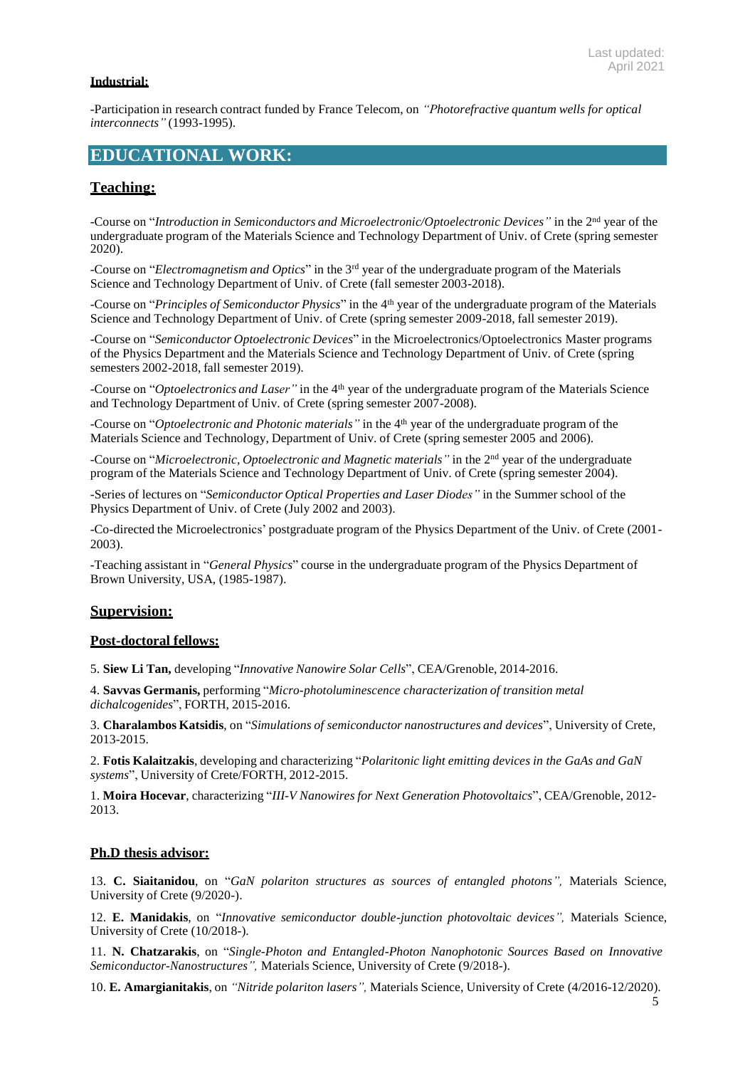**Industrial:**

-Participation in research contract funded by France Telecom, on *"Photorefractive quantum wells for optical interconnects"* (1993-1995).

## EDUCATIONAL WORK:

### Teaching:

-Course on "*Introduction in Semiconductors and Microelectronic/Optoelectronic Devices"* in the 2nd year of the undergraduate program of the Materials Science and Technology Department of Univ. of Crete (spring semester 2020).

-Course on "*Electromagnetism and Optics*" in the 3rd year of the undergraduate program of the Materials Science and Technology Department of Univ. of Crete (fall semester 2003-2018).

-Course on "*Principles of Semiconductor Physics*" in the 4th year of the undergraduate program of the Materials Science and Technology Department of Univ. of Crete (spring semester 2009-2018, fall semester 2019).

-Course on "*Semiconductor Optoelectronic Devices*" in the Microelectronics/Optoelectronics Master programs of the Physics Department and the Materials Science and Technology Department of Univ. of Crete (spring semesters 2002-2018, fall semester 2019).

-Course on "*Optoelectronics and Laser"* in the 4th year of the undergraduate program of the Materials Science and Technology Department of Univ. of Crete (spring semester 2007-2008).

-Course on "*Optoelectronic and Photonic materials"* in the 4th year of the undergraduate program of the Materials Science and Technology, Department of Univ. of Crete (spring semester 2005 and 2006).

-Course on "*Microelectronic, Optoelectronic and Magnetic materials"* in the 2nd year of the undergraduate program of the Materials Science and Technology Department of Univ. of Crete (spring semester 2004).

-Series of lectures on "*Semiconductor Optical Properties and Laser Diodes"* in the Summer school of the Physics Department of Univ. of Crete (July 2002 and 2003).

-Co-directed the Microelectronics' postgraduate program of the Physics Department of the Univ. of Crete (2001-2003).

-Teaching assistant in "*General Physics*" course in the undergraduate program of the Physics Department of Brown University, USA, (1985-1987).

### Supervision:

**Post-doctoral fellows:**

5. **Siew Li Tan,** developing "*Innovative Nanowire Solar Cells*", CEA/Grenoble, 2014-2016.

4. **Savvas Germanis,** performing "*Micro-photoluminescence characterization of transition metal dichalcogenides*", FORTH, 2015-2016.

3. **Charalambos Katsidis**, on "*Simulations of semiconductor nanostructures and devices*", University of Crete, 2013-2015.

2. **Fotis Kalaitzakis**, developing and characterizing "*Polaritonic light emitting devices in the GaAs and GaN systems*", University of Crete/FORTH, 2012-2015.

1. **Moira Hocevar**, characterizing "*III-V Nanowires for Next Generation Photovoltaics*", CEA/Grenoble, 2012-2013.

**Ph.D thesis advisor:**

13. **C. Siaitanidou**, on "*GaN polariton structures as sources of entangled photons",* Materials Science, University of Crete (9/2020-).

12. **E. Manidakis**, on "*Innovative semiconductor double-junction photovoltaic devices",* Materials Science, University of Crete (10/2018-).

11. **N. Chatzarakis**, on "*Single-Photon and Entangled-Photon Nanophotonic Sources Based on Innovative Semiconductor-Nanostructures",* Materials Science, University of Crete (9/2018-).

10. **E. Amargianitakis**, on *"Nitride polariton lasers",* Materials Science, University of Crete (4/2016-12/2020).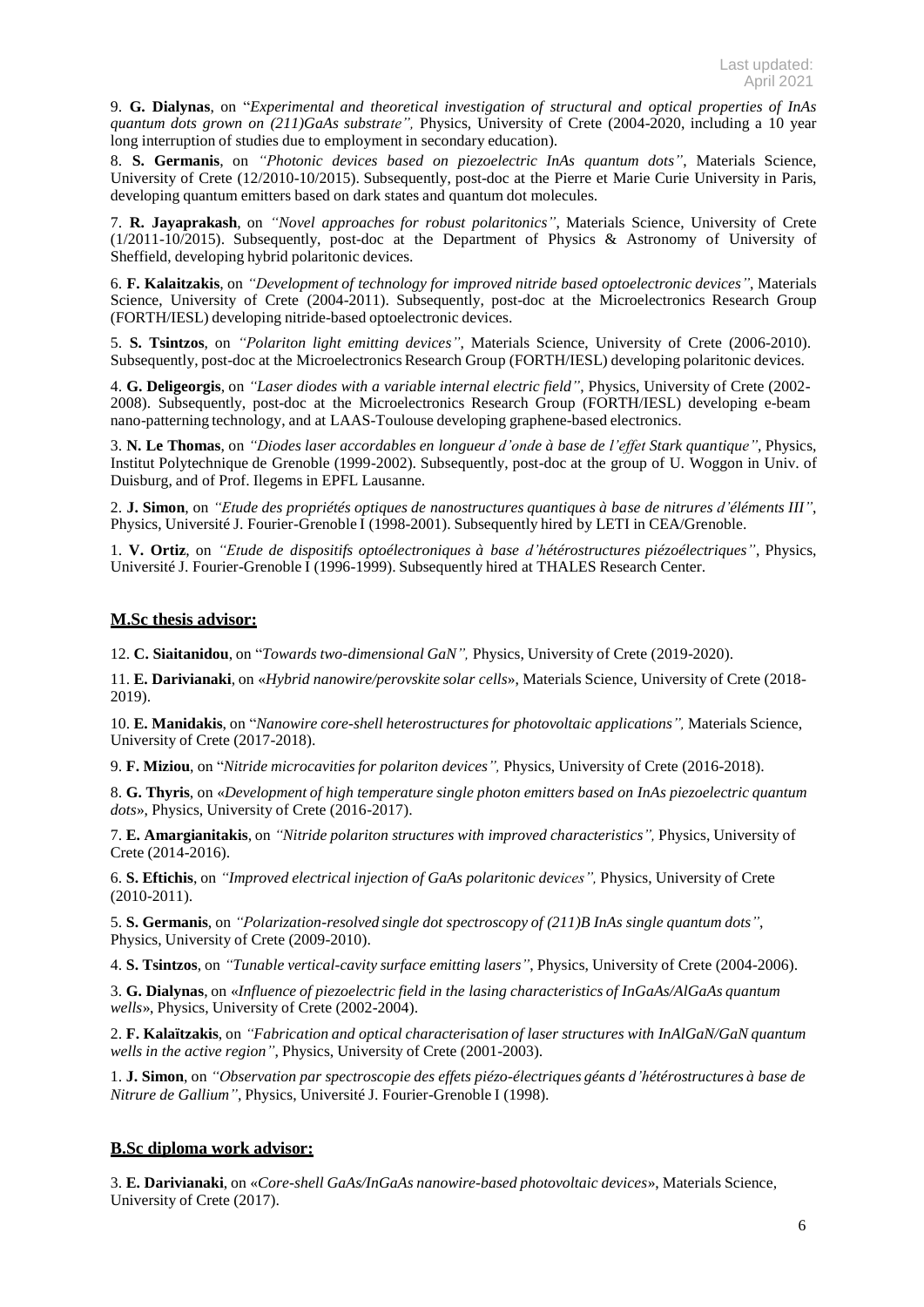9. **G. Dialynas**, on "*Experimental and theoretical investigation of structural and optical properties of InAs quantum dots grown on (211)GaAs substrate",* Physics, University of Crete (2004-2020, including a 10 year long interruption of studies due to employment in secondary education).

8. **S. Germanis**, on *"Photonic devices based on piezoelectric InAs quantum dots"*, Materials Science, University of Crete (12/2010-10/2015). Subsequently, post-doc at the Pierre et Marie Curie University in Paris, developing quantum emitters based on dark states and quantum dot molecules.

7. **R. Jayaprakash**, on *"Novel approaches for robust polaritonics"*, Materials Science, University of Crete (1/2011-10/2015). Subsequently, post-doc at the Department of Physics & Astronomy of University of Sheffield, developing hybrid polaritonic devices.

6. **F. Kalaitzakis**, on *"Development of technology for improved nitride based optoelectronic devices"*, Materials Science, University of Crete (2004-2011). Subsequently, post-doc at the Microelectronics Research Group (FORTH/IESL) developing nitride-based optoelectronic devices.

5. **S. Tsintzos**, on *"Polariton light emitting devices"*, Materials Science, University of Crete (2006-2010). Subsequently, post-doc at the Microelectronics Research Group (FORTH/IESL) developing polaritonic devices.

4. **G. Deligeorgis**, on *"Laser diodes with a variable internal electric field"*, Physics, University of Crete (2002-2008). Subsequently, post-doc at the Microelectronics Research Group (FORTH/IESL) developing e-beam nano-patterning technology, and at LAAS-Toulouse developing graphene-based electronics.

3. **N. Le Thomas**, on *"Diodes laser accordables en longueur d'onde à base de l'effet Stark quantique"*, Physics, Institut Polytechnique de Grenoble (1999-2002). Subsequently, post-doc at the group of U. Woggon in Univ. of Duisburg, and of Prof. Ilegems in EPFL Lausanne.

2. **J. Simon**, on *"Etude des propriétés optiques de nanostructures quantiques à base de nitrures d'éléments III"*, Physics, Université J. Fourier-Grenoble I (1998-2001). Subsequently hired by LETI in CEA/Grenoble.

1. **V. Ortiz**, on *"Etude de dispositifs optoélectroniques à base d'hétérostructures piézoélectriques"*, Physics, Université J. Fourier-Grenoble I (1996-1999). Subsequently hired at THALES Research Center.

## M.Sc thesis advisor:

12. **C. Siaitanidou**, on "*Towards two-dimensional GaN",* Physics, University of Crete (2019-2020).

11. **E. Darivianaki**, on «*Hybrid nanowire/perovskite solar cells*», Materials Science, University of Crete (2018-2019).

10. **E. Manidakis**, on "*Nanowire core-shell heterostructures for photovoltaic applications",* Materials Science, University of Crete (2017-2018).

9. **F. Miziou**, on "*Nitride microcavities for polariton devices",* Physics, University of Crete (2016-2018).

8. **G. Thyris**, on «*Development of high temperature single photon emitters based on InAs piezoelectric quantum dots*», Physics, University of Crete (2016-2017).

7. **E. Amargianitakis**, on *"Nitride polariton structures with improved characteristics",* Physics, University of Crete (2014-2016).

6. **S. Eftichis**, on *"Improved electrical injection of GaAs polaritonic devices",* Physics, University of Crete (2010-2011).

5. **S. Germanis**, on *"Polarization-resolved single dot spectroscopy of (211)B InAs single quantum dots"*, Physics, University of Crete (2009-2010).

4. **S. Tsintzos**, on *"Tunable vertical-cavity surface emitting lasers"*, Physics, University of Crete (2004-2006).

3. **G. Dialynas**, on «*Influence of piezoelectric field in the lasing characteristics of InGaAs/AlGaAs quantum wells*», Physics, University of Crete (2002-2004).

2. **F. Kalaïtzakis**, on *"Fabrication and optical characterisation of laser structures with InAlGaN/GaN quantum wells in the active region"*, Physics, University of Crete (2001-2003).

1. **J. Simon**, on *"Observation par spectroscopie des effets piézo-électriques géants d'hétérostructures à base de Nitrure de Gallium"*, Physics, Université J. Fourier-Grenoble I (1998).

## B.Sc diploma work advisor:

3. **E. Darivianaki**, on «*Core-shell GaAs/InGaAs nanowire-based photovoltaic devices*», Materials Science, University of Crete (2017).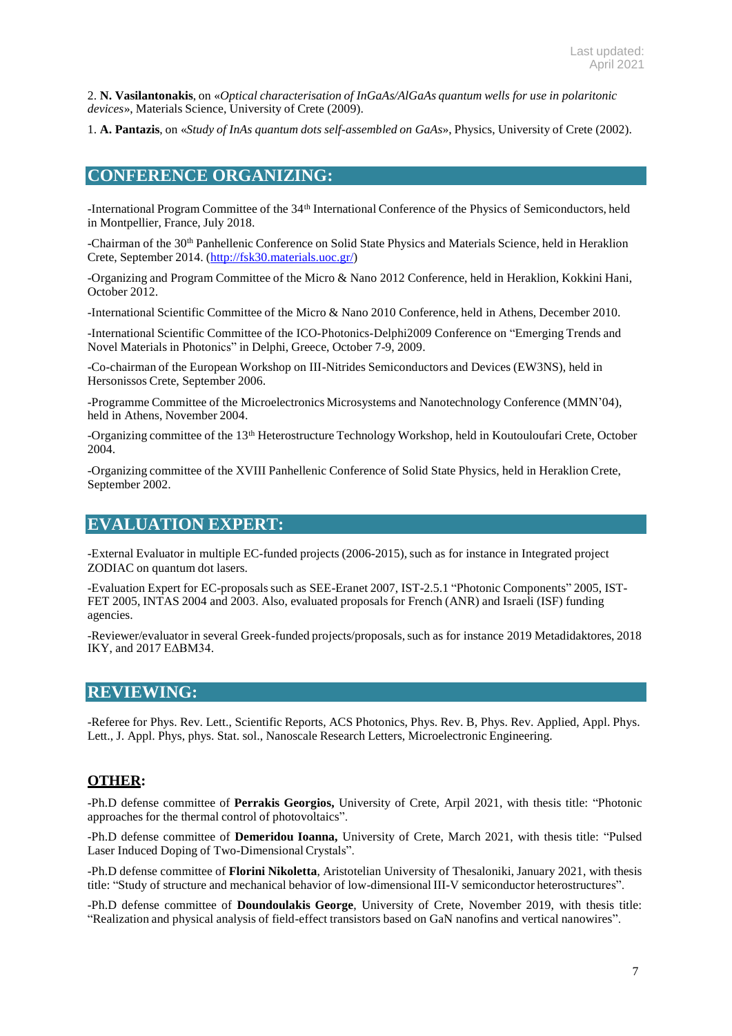2. **N. Vasilantonakis**, on «*Optical characterisation of InGaAs/AlGaAs quantum wells for use in polaritonic devices*», Materials Science, University of Crete (2009).

1. **A. Pantazis**, on «*Study of InAs quantum dots self-assembled on GaAs*», Physics, University of Crete (2002).

## CONFERENCE ORGANIZING:

-International Program Committee of the 34th International Conference of the Physics of Semiconductors, held in Montpellier, France, July 2018.

-Chairman of the 30th Panhellenic Conference on Solid State Physics and Materials Science, held in Heraklion Crete, September 2014. (http://fsk30.materials.uoc.gr/)

-Organizing and Program Committee of the Micro & Nano 2012 Conference, held in Heraklion, Kokkini Hani, October 2012.

-International Scientific Committee of the Micro & Nano 2010 Conference, held in Athens, December 2010.

-International Scientific Committee of the ICO-Photonics-Delphi2009 Conference on "Emerging Trends and Novel Materials in Photonics" in Delphi, Greece, October 7-9, 2009.

-Co-chairman of the European Workshop on III-Nitrides Semiconductors and Devices (EW3NS), held in Hersonissos Crete, September 2006.

-Programme Committee of the Microelectronics Microsystems and Nanotechnology Conference (MMN'04), held in Athens, November 2004.

-Organizing committee of the 13th Heterostructure Technology Workshop, held in Koutouloufari Crete, October 2004.

-Organizing committee of the XVIII Panhellenic Conference of Solid State Physics, held in Heraklion Crete, September 2002.

## EVALUATION EXPERT:

-External Evaluator in multiple EC-funded projects (2006-2015), such as for instance in Integrated project ZODIAC on quantum dot lasers.

-Evaluation Expert for EC-proposals such as SEE-Eranet 2007, IST-2.5.1 "Photonic Components" 2005, IST-FET 2005, INTAS 2004 and 2003. Also, evaluated proposals for French (ANR) and Israeli (ISF) funding agencies.

-Reviewer/evaluator in several Greek-funded projects/proposals, such as for instance 2019 Metadidaktores, 2018 IKY, and 2017 EΔBM34.

## REVIEWING:

-Referee for Phys. Rev. Lett., Scientific Reports, ACS Photonics, Phys. Rev. B, Phys. Rev. Applied, Appl. Phys. Lett., J. Appl. Phys, phys. Stat. sol., Nanoscale Research Letters, Microelectronic Engineering.

## OTHER:

-Ph.D defense committee of **Perrakis Georgios,** University of Crete, Arpil 2021, with thesis title: "Photonic approaches for the thermal control of photovoltaics".

-Ph.D defense committee of **Demeridou Ioanna,** University of Crete, March 2021, with thesis title: "Pulsed Laser Induced Doping of Two-Dimensional Crystals".

-Ph.D defense committee of **Florini Nikoletta**, Aristotelian University of Thesaloniki, January 2021, with thesis title: "Study of structure and mechanical behavior of low-dimensional III-V semiconductor heterostructures".

-Ph.D defense committee of **Doundoulakis George**, University of Crete, November 2019, with thesis title: "Realization and physical analysis of field-effect transistors based on GaN nanofins and vertical nanowires".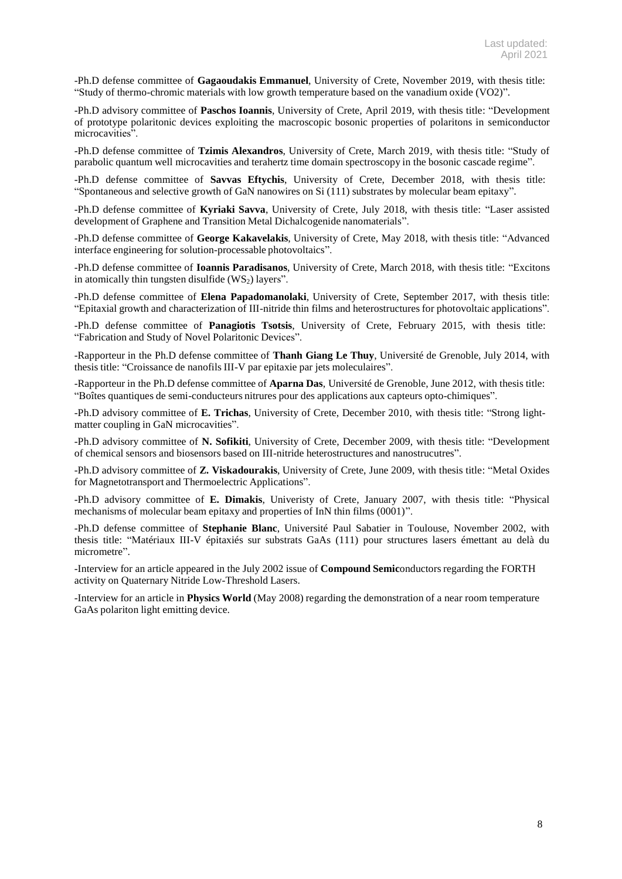-Ph.D defense committee of **Gagaoudakis Emmanuel**, University of Crete, November 2019, with thesis title: "Study of thermo-chromic materials with low growth temperature based on the vanadium oxide (VO2)".

-Ph.D advisory committee of **Paschos Ioannis**, University of Crete, April 2019, with thesis title: "Development of prototype polaritonic devices exploiting the macroscopic bosonic properties of polaritons in semiconductor microcavities".

-Ph.D defense committee of **Tzimis Alexandros**, University of Crete, March 2019, with thesis title: "Study of parabolic quantum well microcavities and terahertz time domain spectroscopy in the bosonic cascade regime".

-Ph.D defense committee of **Savvas Eftychis**, University of Crete, December 2018, with thesis title: "Spontaneous and selective growth of GaN nanowires on Si (111) substrates by molecular beam epitaxy".

-Ph.D defense committee of **Kyriaki Savva**, University of Crete, July 2018, with thesis title: "Laser assisted development of Graphene and Transition Metal Dichalcogenide nanomaterials".

-Ph.D defense committee of **George Kakavelakis**, University of Crete, May 2018, with thesis title: "Advanced interface engineering for solution-processable photovoltaics".

-Ph.D defense committee of **Ioannis Paradisanos**, University of Crete, March 2018, with thesis title: "Excitons in atomically thin tungsten disulfide ($WS_2$) layers".

-Ph.D defense committee of **Elena Papadomanolaki**, University of Crete, September 2017, with thesis title: "Epitaxial growth and characterization of III-nitride thin films and heterostructures for photovoltaic applications".

-Ph.D defense committee of **Panagiotis Tsotsis**, University of Crete, February 2015, with thesis title: "Fabrication and Study of Novel Polaritonic Devices".

-Rapporteur in the Ph.D defense committee of **Thanh Giang Le Thuy**, Université de Grenoble, July 2014, with thesis title: "Croissance de nanofils III-V par epitaxie par jets moleculaires".

-Rapporteur in the Ph.D defense committee of **Aparna Das**, Université de Grenoble, June 2012, with thesis title: "Boîtes quantiques de semi-conducteurs nitrures pour des applications aux capteurs opto-chimiques".

-Ph.D advisory committee of **E. Trichas**, University of Crete, December 2010, with thesis title: "Strong light-matter coupling in GaN microcavities".

-Ph.D advisory committee of **N. Sofikiti**, University of Crete, December 2009, with thesis title: "Development of chemical sensors and biosensors based on III-nitride heterostructures and nanostrucutres".

-Ph.D advisory committee of **Z. Viskadourakis**, University of Crete, June 2009, with thesis title: "Metal Oxides for Magnetotransport and Thermoelectric Applications".

-Ph.D advisory committee of **E. Dimakis**, Univeristy of Crete, January 2007, with thesis title: "Physical mechanisms of molecular beam epitaxy and properties of InN thin films (0001)".

-Ph.D defense committee of **Stephanie Blanc**, Université Paul Sabatier in Toulouse, November 2002, with thesis title: "Matériaux III-V épitaxiés sur substrats GaAs (111) pour structures lasers émettant au delà du micrometre".

-Interview for an article appeared in the July 2002 issue of **Compound Semic**onductors regarding the FORTH activity on Quaternary Nitride Low-Threshold Lasers.

-Interview for an article in **Physics World** (May 2008) regarding the demonstration of a near room temperature GaAs polariton light emitting device.